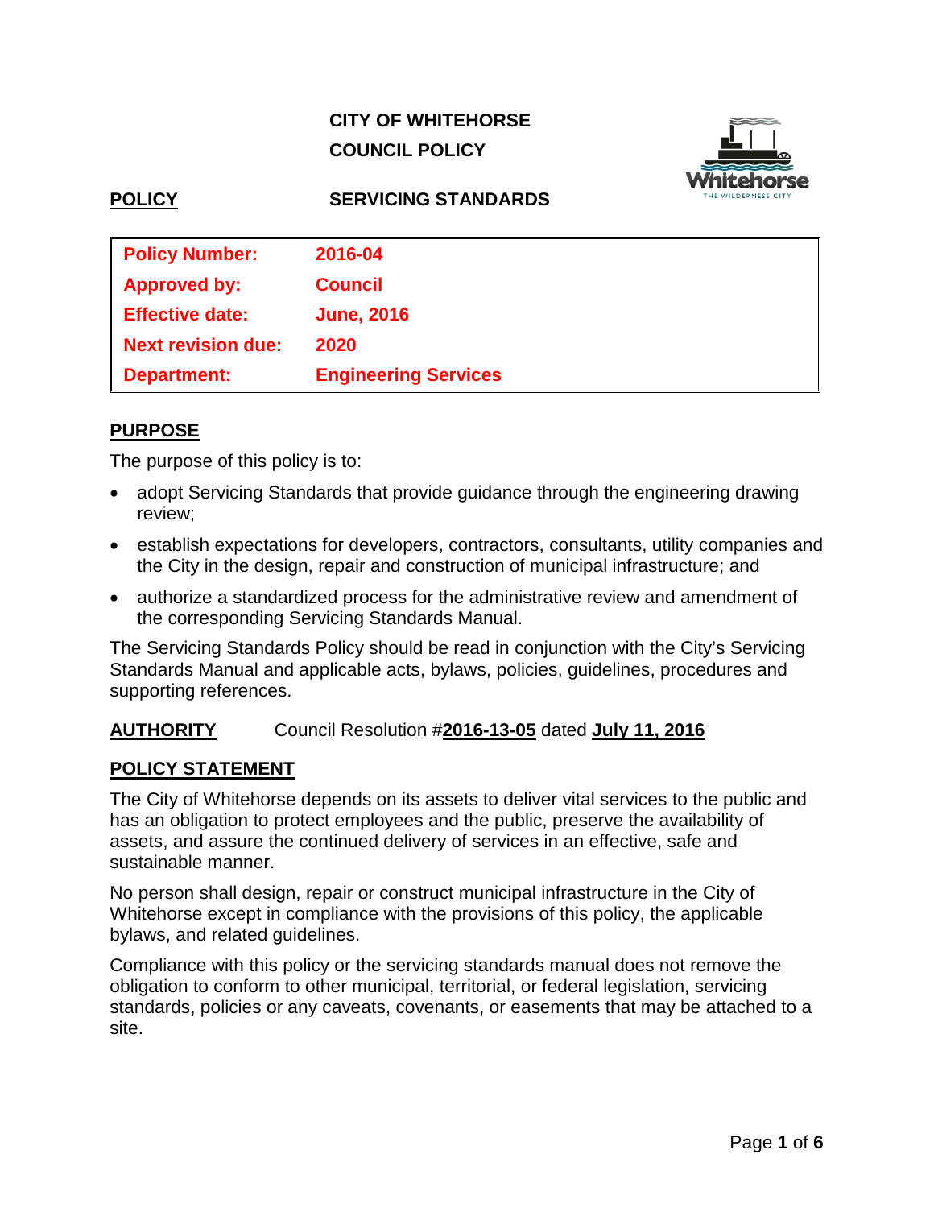**CITY OF WHITEHORSE**

**COUNCIL POLICY**

**POLICY** **SERVICING STANDARDS**

| | |
|---|---|
| **Policy Number:** | **2016-04** |
| **Approved by:** | **Council** |
| **Effective date:** | **June, 2016** |
| **Next revision due:** | **2020** |
| **Department:** | **Engineering Services** |

## PURPOSE

The purpose of this policy is to:

- adopt Servicing Standards that provide guidance through the engineering drawing review;
- establish expectations for developers, contractors, consultants, utility companies and the City in the design, repair and construction of municipal infrastructure; and
- authorize a standardized process for the administrative review and amendment of the corresponding Servicing Standards Manual.

The Servicing Standards Policy should be read in conjunction with the City's Servicing Standards Manual and applicable acts, bylaws, policies, guidelines, procedures and supporting references.

**AUTHORITY** Council Resolution #**2016-13-05** dated **July 11, 2016**

## POLICY STATEMENT

The City of Whitehorse depends on its assets to deliver vital services to the public and has an obligation to protect employees and the public, preserve the availability of assets, and assure the continued delivery of services in an effective, safe and sustainable manner.

No person shall design, repair or construct municipal infrastructure in the City of Whitehorse except in compliance with the provisions of this policy, the applicable bylaws, and related guidelines.

Compliance with this policy or the servicing standards manual does not remove the obligation to conform to other municipal, territorial, or federal legislation, servicing standards, policies or any caveats, covenants, or easements that may be attached to a site.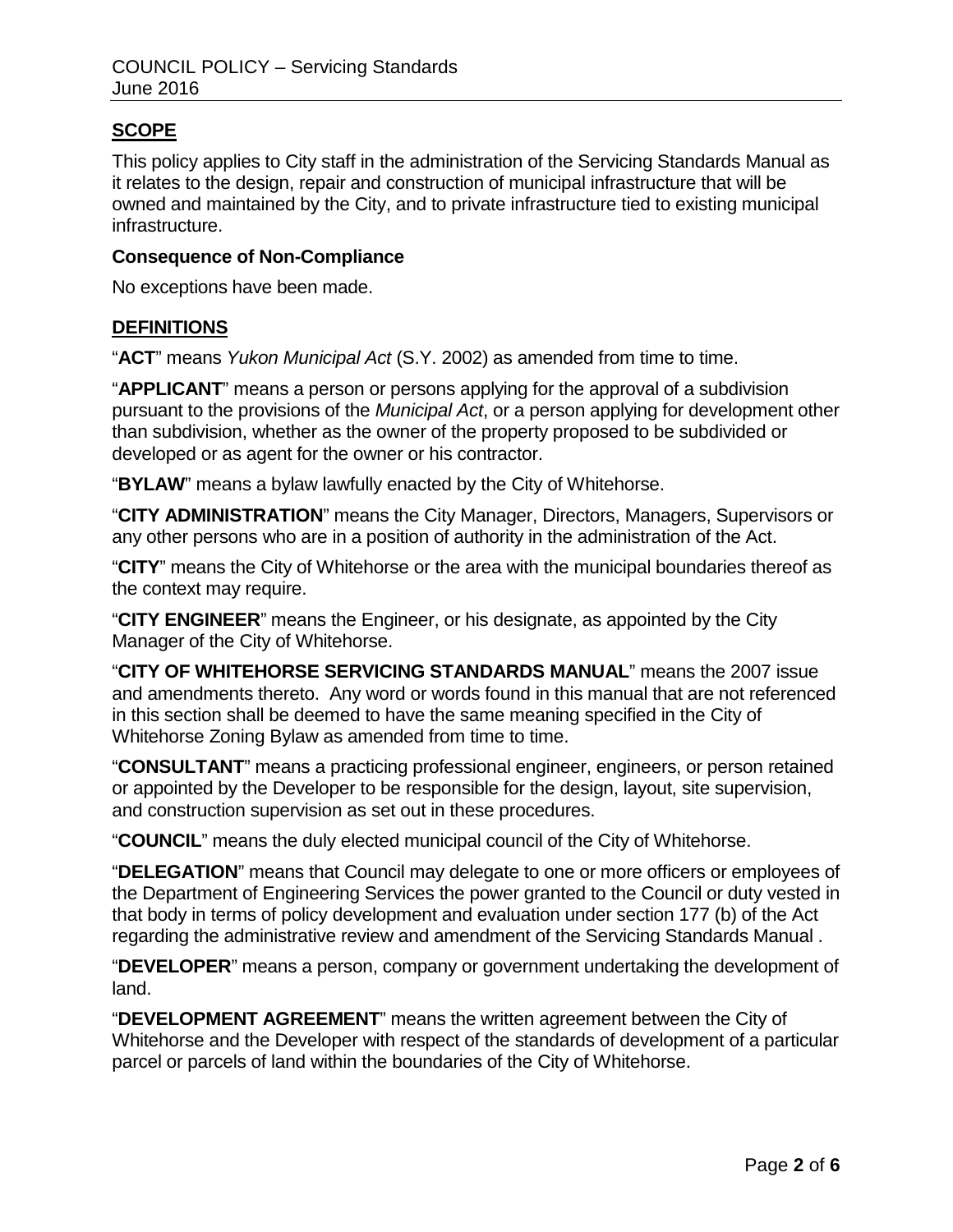## SCOPE

This policy applies to City staff in the administration of the Servicing Standards Manual as it relates to the design, repair and construction of municipal infrastructure that will be owned and maintained by the City, and to private infrastructure tied to existing municipal infrastructure.

### Consequence of Non-Compliance

No exceptions have been made.

## DEFINITIONS

"**ACT**" means *Yukon Municipal Act* (S.Y. 2002) as amended from time to time.

"**APPLICANT**" means a person or persons applying for the approval of a subdivision pursuant to the provisions of the *Municipal Act*, or a person applying for development other than subdivision, whether as the owner of the property proposed to be subdivided or developed or as agent for the owner or his contractor.

"**BYLAW**" means a bylaw lawfully enacted by the City of Whitehorse.

"**CITY ADMINISTRATION**" means the City Manager, Directors, Managers, Supervisors or any other persons who are in a position of authority in the administration of the Act.

"**CITY**" means the City of Whitehorse or the area with the municipal boundaries thereof as the context may require.

"**CITY ENGINEER**" means the Engineer, or his designate, as appointed by the City Manager of the City of Whitehorse.

"**CITY OF WHITEHORSE SERVICING STANDARDS MANUAL**" means the 2007 issue and amendments thereto. Any word or words found in this manual that are not referenced in this section shall be deemed to have the same meaning specified in the City of Whitehorse Zoning Bylaw as amended from time to time.

"**CONSULTANT**" means a practicing professional engineer, engineers, or person retained or appointed by the Developer to be responsible for the design, layout, site supervision, and construction supervision as set out in these procedures.

"**COUNCIL**" means the duly elected municipal council of the City of Whitehorse.

"**DELEGATION**" means that Council may delegate to one or more officers or employees of the Department of Engineering Services the power granted to the Council or duty vested in that body in terms of policy development and evaluation under section 177 (b) of the Act regarding the administrative review and amendment of the Servicing Standards Manual .

"**DEVELOPER**" means a person, company or government undertaking the development of land.

"**DEVELOPMENT AGREEMENT**" means the written agreement between the City of Whitehorse and the Developer with respect of the standards of development of a particular parcel or parcels of land within the boundaries of the City of Whitehorse.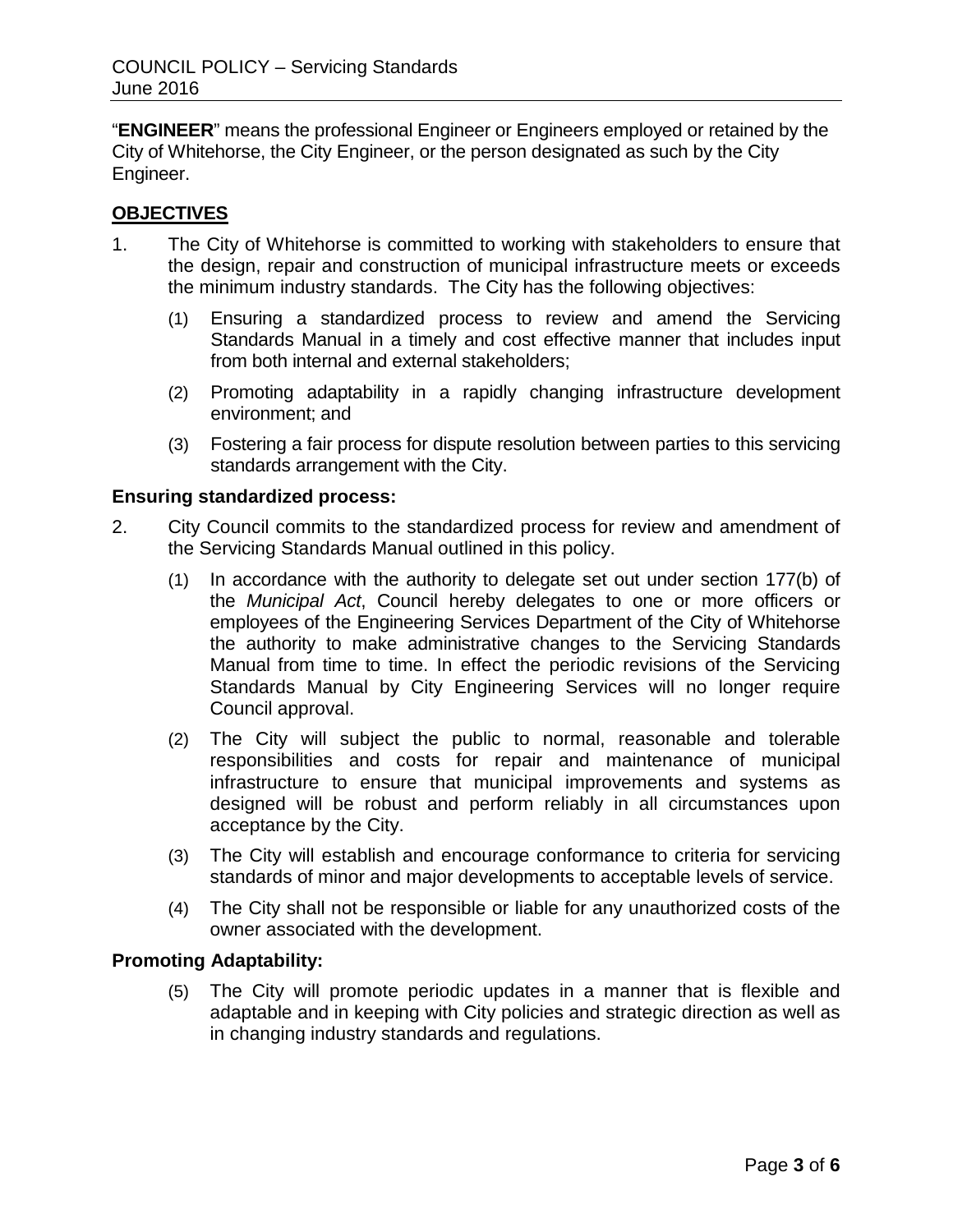"**ENGINEER**" means the professional Engineer or Engineers employed or retained by the City of Whitehorse, the City Engineer, or the person designated as such by the City Engineer.

## OBJECTIVES

1. The City of Whitehorse is committed to working with stakeholders to ensure that the design, repair and construction of municipal infrastructure meets or exceeds the minimum industry standards. The City has the following objectives:

   (1) Ensuring a standardized process to review and amend the Servicing Standards Manual in a timely and cost effective manner that includes input from both internal and external stakeholders;

   (2) Promoting adaptability in a rapidly changing infrastructure development environment; and

   (3) Fostering a fair process for dispute resolution between parties to this servicing standards arrangement with the City.

### Ensuring standardized process:

2. City Council commits to the standardized process for review and amendment of the Servicing Standards Manual outlined in this policy.

   (1) In accordance with the authority to delegate set out under section 177(b) of the *Municipal Act*, Council hereby delegates to one or more officers or employees of the Engineering Services Department of the City of Whitehorse the authority to make administrative changes to the Servicing Standards Manual from time to time. In effect the periodic revisions of the Servicing Standards Manual by City Engineering Services will no longer require Council approval.

   (2) The City will subject the public to normal, reasonable and tolerable responsibilities and costs for repair and maintenance of municipal infrastructure to ensure that municipal improvements and systems as designed will be robust and perform reliably in all circumstances upon acceptance by the City.

   (3) The City will establish and encourage conformance to criteria for servicing standards of minor and major developments to acceptable levels of service.

   (4) The City shall not be responsible or liable for any unauthorized costs of the owner associated with the development.

### Promoting Adaptability:

   (5) The City will promote periodic updates in a manner that is flexible and adaptable and in keeping with City policies and strategic direction as well as in changing industry standards and regulations.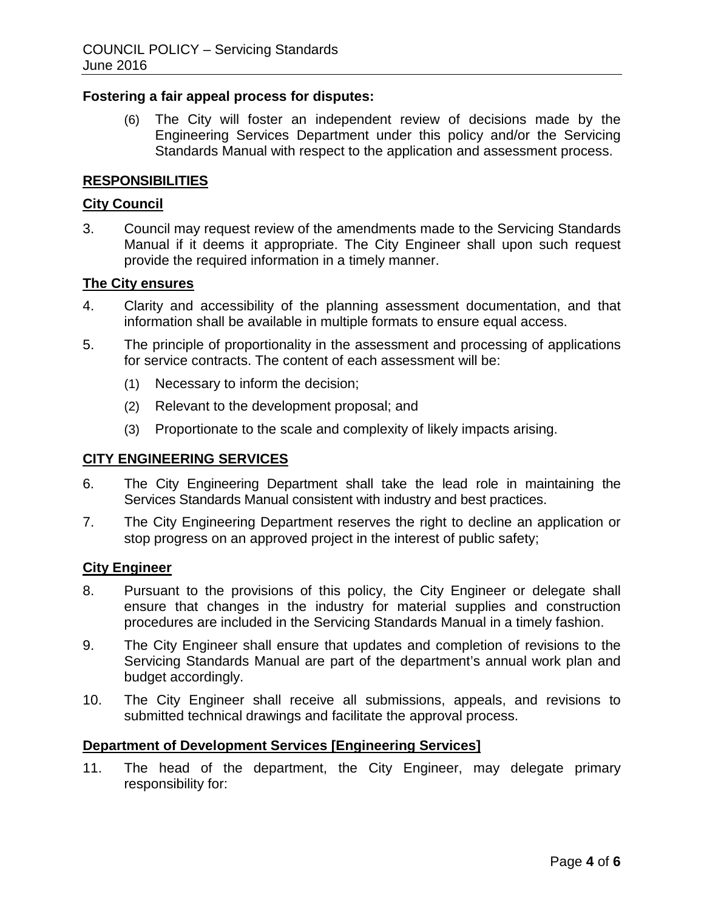**Fostering a fair appeal process for disputes:**

(6) The City will foster an independent review of decisions made by the Engineering Services Department under this policy and/or the Servicing Standards Manual with respect to the application and assessment process.

## RESPONSIBILITIES

### City Council

3. Council may request review of the amendments made to the Servicing Standards Manual if it deems it appropriate. The City Engineer shall upon such request provide the required information in a timely manner.

### The City ensures

4. Clarity and accessibility of the planning assessment documentation, and that information shall be available in multiple formats to ensure equal access.

5. The principle of proportionality in the assessment and processing of applications for service contracts. The content of each assessment will be:

   (1) Necessary to inform the decision;

   (2) Relevant to the development proposal; and

   (3) Proportionate to the scale and complexity of likely impacts arising.

### CITY ENGINEERING SERVICES

6. The City Engineering Department shall take the lead role in maintaining the Services Standards Manual consistent with industry and best practices.

7. The City Engineering Department reserves the right to decline an application or stop progress on an approved project in the interest of public safety;

### City Engineer

8. Pursuant to the provisions of this policy, the City Engineer or delegate shall ensure that changes in the industry for material supplies and construction procedures are included in the Servicing Standards Manual in a timely fashion.

9. The City Engineer shall ensure that updates and completion of revisions to the Servicing Standards Manual are part of the department's annual work plan and budget accordingly.

10. The City Engineer shall receive all submissions, appeals, and revisions to submitted technical drawings and facilitate the approval process.

### Department of Development Services [Engineering Services]

11. The head of the department, the City Engineer, may delegate primary responsibility for: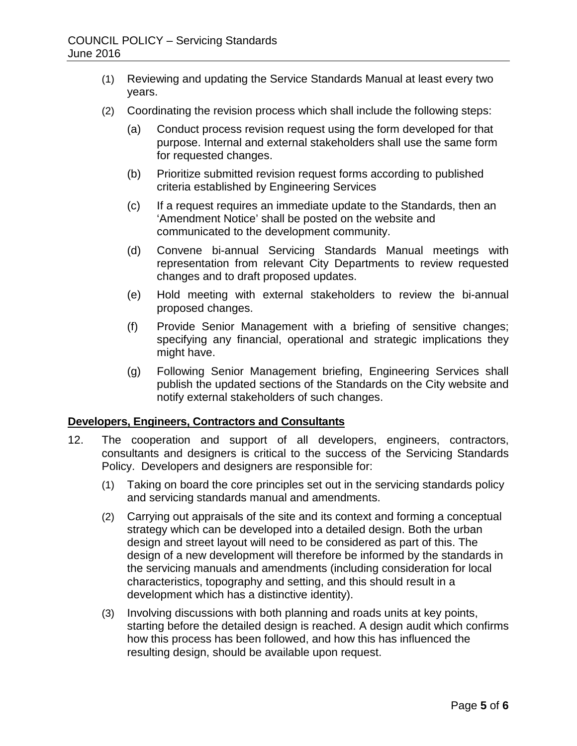(1) Reviewing and updating the Service Standards Manual at least every two years.

(2) Coordinating the revision process which shall include the following steps:

   (a) Conduct process revision request using the form developed for that purpose. Internal and external stakeholders shall use the same form for requested changes.

   (b) Prioritize submitted revision request forms according to published criteria established by Engineering Services

   (c) If a request requires an immediate update to the Standards, then an 'Amendment Notice' shall be posted on the website and communicated to the development community.

   (d) Convene bi-annual Servicing Standards Manual meetings with representation from relevant City Departments to review requested changes and to draft proposed updates.

   (e) Hold meeting with external stakeholders to review the bi-annual proposed changes.

   (f) Provide Senior Management with a briefing of sensitive changes; specifying any financial, operational and strategic implications they might have.

   (g) Following Senior Management briefing, Engineering Services shall publish the updated sections of the Standards on the City website and notify external stakeholders of such changes.

**Developers, Engineers, Contractors and Consultants**

12. The cooperation and support of all developers, engineers, contractors, consultants and designers is critical to the success of the Servicing Standards Policy. Developers and designers are responsible for:

   (1) Taking on board the core principles set out in the servicing standards policy and servicing standards manual and amendments.

   (2) Carrying out appraisals of the site and its context and forming a conceptual strategy which can be developed into a detailed design. Both the urban design and street layout will need to be considered as part of this. The design of a new development will therefore be informed by the standards in the servicing manuals and amendments (including consideration for local characteristics, topography and setting, and this should result in a development which has a distinctive identity).

   (3) Involving discussions with both planning and roads units at key points, starting before the detailed design is reached. A design audit which confirms how this process has been followed, and how this has influenced the resulting design, should be available upon request.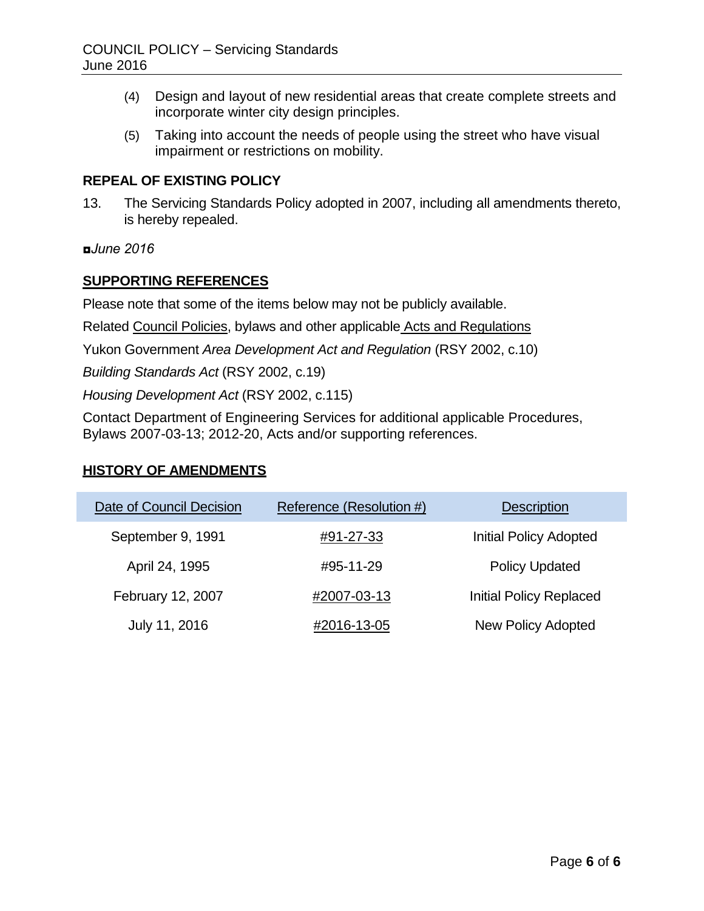(4) Design and layout of new residential areas that create complete streets and incorporate winter city design principles.

(5) Taking into account the needs of people using the street who have visual impairment or restrictions on mobility.

## REPEAL OF EXISTING POLICY

13. The Servicing Standards Policy adopted in 2007, including all amendments thereto, is hereby repealed.

◘*June 2016*

## SUPPORTING REFERENCES

Please note that some of the items below may not be publicly available.

Related Council Policies, bylaws and other applicable Acts and Regulations

Yukon Government *Area Development Act and Regulation* (RSY 2002, c.10)

*Building Standards Act* (RSY 2002, c.19)

*Housing Development Act* (RSY 2002, c.115)

Contact Department of Engineering Services for additional applicable Procedures, Bylaws 2007-03-13; 2012-20, Acts and/or supporting references.

## HISTORY OF AMENDMENTS

| Date of Council Decision | Reference (Resolution #) | Description |
|---|---|---|
| September 9, 1991 | #91-27-33 | Initial Policy Adopted |
| April 24, 1995 | #95-11-29 | Policy Updated |
| February 12, 2007 | #2007-03-13 | Initial Policy Replaced |
| July 11, 2016 | #2016-13-05 | New Policy Adopted |